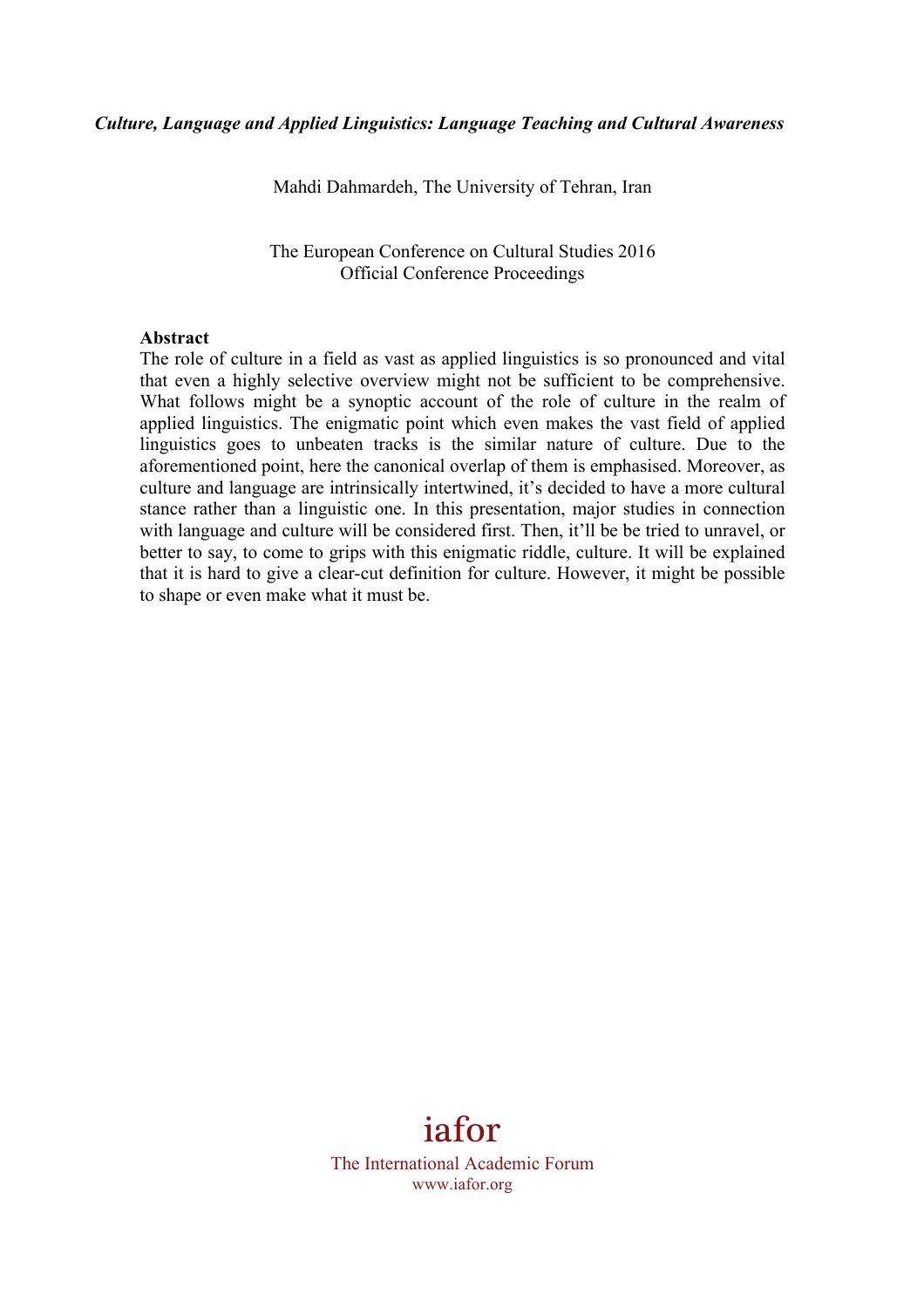*Culture, Language and Applied Linguistics: Language Teaching and Cultural Awareness*

Mahdi Dahmardeh, The University of Tehran, Iran

The European Conference on Cultural Studies 2016
Official Conference Proceedings

**Abstract**

The role of culture in a field as vast as applied linguistics is so pronounced and vital that even a highly selective overview might not be sufficient to be comprehensive. What follows might be a synoptic account of the role of culture in the realm of applied linguistics. The enigmatic point which even makes the vast field of applied linguistics goes to unbeaten tracks is the similar nature of culture. Due to the aforementioned point, here the canonical overlap of them is emphasised. Moreover, as culture and language are intrinsically intertwined, it's decided to have a more cultural stance rather than a linguistic one. In this presentation, major studies in connection with language and culture will be considered first. Then, it'll be be tried to unravel, or better to say, to come to grips with this enigmatic riddle, culture. It will be explained that it is hard to give a clear-cut definition for culture. However, it might be possible to shape or even make what it must be.

iafor
The International Academic Forum
www.iafor.org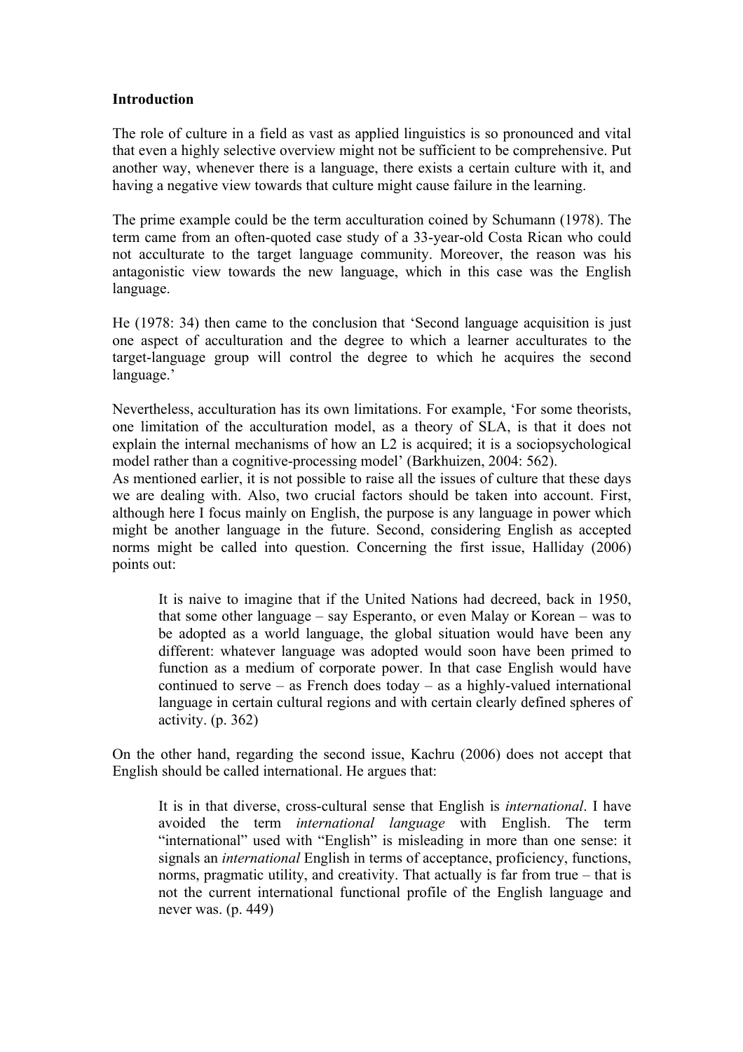**Introduction**

The role of culture in a field as vast as applied linguistics is so pronounced and vital that even a highly selective overview might not be sufficient to be comprehensive. Put another way, whenever there is a language, there exists a certain culture with it, and having a negative view towards that culture might cause failure in the learning.

The prime example could be the term acculturation coined by Schumann (1978). The term came from an often-quoted case study of a 33-year-old Costa Rican who could not acculturate to the target language community. Moreover, the reason was his antagonistic view towards the new language, which in this case was the English language.

He (1978: 34) then came to the conclusion that 'Second language acquisition is just one aspect of acculturation and the degree to which a learner acculturates to the target-language group will control the degree to which he acquires the second language.'

Nevertheless, acculturation has its own limitations. For example, 'For some theorists, one limitation of the acculturation model, as a theory of SLA, is that it does not explain the internal mechanisms of how an L2 is acquired; it is a sociopsychological model rather than a cognitive-processing model' (Barkhuizen, 2004: 562).
As mentioned earlier, it is not possible to raise all the issues of culture that these days we are dealing with. Also, two crucial factors should be taken into account. First, although here I focus mainly on English, the purpose is any language in power which might be another language in the future. Second, considering English as accepted norms might be called into question. Concerning the first issue, Halliday (2006) points out:

> It is naive to imagine that if the United Nations had decreed, back in 1950, that some other language – say Esperanto, or even Malay or Korean – was to be adopted as a world language, the global situation would have been any different: whatever language was adopted would soon have been primed to function as a medium of corporate power. In that case English would have continued to serve – as French does today – as a highly-valued international language in certain cultural regions and with certain clearly defined spheres of activity. (p. 362)

On the other hand, regarding the second issue, Kachru (2006) does not accept that English should be called international. He argues that:

> It is in that diverse, cross-cultural sense that English is *international*. I have avoided the term *international language* with English. The term "international" used with "English" is misleading in more than one sense: it signals an *international* English in terms of acceptance, proficiency, functions, norms, pragmatic utility, and creativity. That actually is far from true – that is not the current international functional profile of the English language and never was. (p. 449)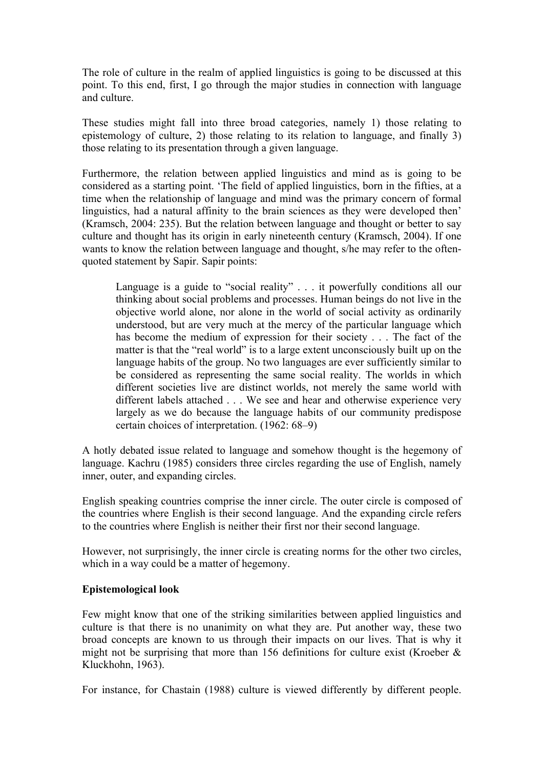The role of culture in the realm of applied linguistics is going to be discussed at this point. To this end, first, I go through the major studies in connection with language and culture.

These studies might fall into three broad categories, namely 1) those relating to epistemology of culture, 2) those relating to its relation to language, and finally 3) those relating to its presentation through a given language.

Furthermore, the relation between applied linguistics and mind as is going to be considered as a starting point. 'The field of applied linguistics, born in the fifties, at a time when the relationship of language and mind was the primary concern of formal linguistics, had a natural affinity to the brain sciences as they were developed then' (Kramsch, 2004: 235). But the relation between language and thought or better to say culture and thought has its origin in early nineteenth century (Kramsch, 2004). If one wants to know the relation between language and thought, s/he may refer to the often-quoted statement by Sapir. Sapir points:

> Language is a guide to "social reality" . . . it powerfully conditions all our thinking about social problems and processes. Human beings do not live in the objective world alone, nor alone in the world of social activity as ordinarily understood, but are very much at the mercy of the particular language which has become the medium of expression for their society . . . The fact of the matter is that the "real world" is to a large extent unconsciously built up on the language habits of the group. No two languages are ever sufficiently similar to be considered as representing the same social reality. The worlds in which different societies live are distinct worlds, not merely the same world with different labels attached . . . We see and hear and otherwise experience very largely as we do because the language habits of our community predispose certain choices of interpretation. (1962: 68–9)

A hotly debated issue related to language and somehow thought is the hegemony of language. Kachru (1985) considers three circles regarding the use of English, namely inner, outer, and expanding circles.

English speaking countries comprise the inner circle. The outer circle is composed of the countries where English is their second language. And the expanding circle refers to the countries where English is neither their first nor their second language.

However, not surprisingly, the inner circle is creating norms for the other two circles, which in a way could be a matter of hegemony.

**Epistemological look**

Few might know that one of the striking similarities between applied linguistics and culture is that there is no unanimity on what they are. Put another way, these two broad concepts are known to us through their impacts on our lives. That is why it might not be surprising that more than 156 definitions for culture exist (Kroeber & Kluckhohn, 1963).

For instance, for Chastain (1988) culture is viewed differently by different people.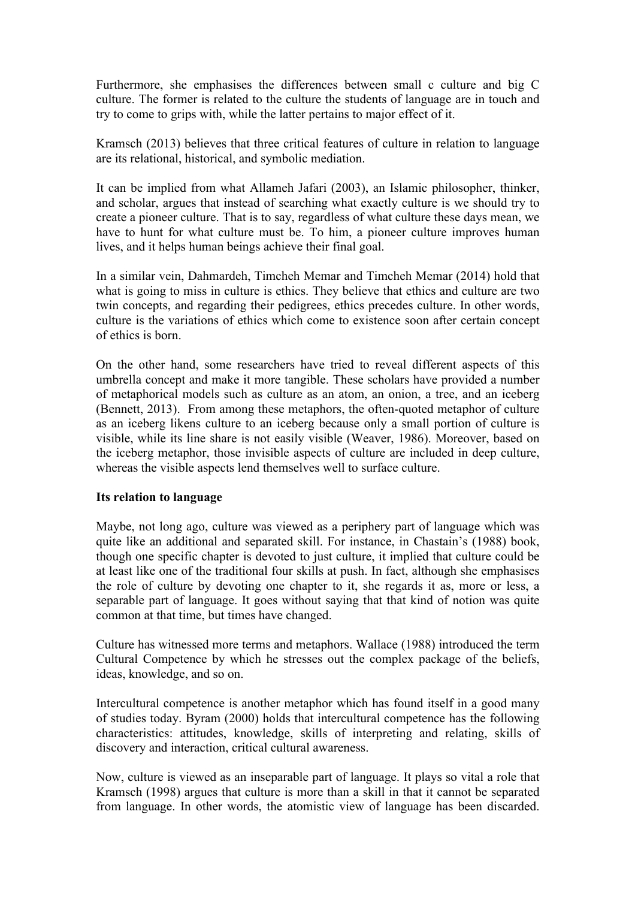Furthermore, she emphasises the differences between small c culture and big C culture. The former is related to the culture the students of language are in touch and try to come to grips with, while the latter pertains to major effect of it.

Kramsch (2013) believes that three critical features of culture in relation to language are its relational, historical, and symbolic mediation.

It can be implied from what Allameh Jafari (2003), an Islamic philosopher, thinker, and scholar, argues that instead of searching what exactly culture is we should try to create a pioneer culture. That is to say, regardless of what culture these days mean, we have to hunt for what culture must be. To him, a pioneer culture improves human lives, and it helps human beings achieve their final goal.

In a similar vein, Dahmardeh, Timcheh Memar and Timcheh Memar (2014) hold that what is going to miss in culture is ethics. They believe that ethics and culture are two twin concepts, and regarding their pedigrees, ethics precedes culture. In other words, culture is the variations of ethics which come to existence soon after certain concept of ethics is born.

On the other hand, some researchers have tried to reveal different aspects of this umbrella concept and make it more tangible. These scholars have provided a number of metaphorical models such as culture as an atom, an onion, a tree, and an iceberg (Bennett, 2013). From among these metaphors, the often-quoted metaphor of culture as an iceberg likens culture to an iceberg because only a small portion of culture is visible, while its line share is not easily visible (Weaver, 1986). Moreover, based on the iceberg metaphor, those invisible aspects of culture are included in deep culture, whereas the visible aspects lend themselves well to surface culture.

**Its relation to language**

Maybe, not long ago, culture was viewed as a periphery part of language which was quite like an additional and separated skill. For instance, in Chastain's (1988) book, though one specific chapter is devoted to just culture, it implied that culture could be at least like one of the traditional four skills at push. In fact, although she emphasises the role of culture by devoting one chapter to it, she regards it as, more or less, a separable part of language. It goes without saying that that kind of notion was quite common at that time, but times have changed.

Culture has witnessed more terms and metaphors. Wallace (1988) introduced the term Cultural Competence by which he stresses out the complex package of the beliefs, ideas, knowledge, and so on.

Intercultural competence is another metaphor which has found itself in a good many of studies today. Byram (2000) holds that intercultural competence has the following characteristics: attitudes, knowledge, skills of interpreting and relating, skills of discovery and interaction, critical cultural awareness.

Now, culture is viewed as an inseparable part of language. It plays so vital a role that Kramsch (1998) argues that culture is more than a skill in that it cannot be separated from language. In other words, the atomistic view of language has been discarded.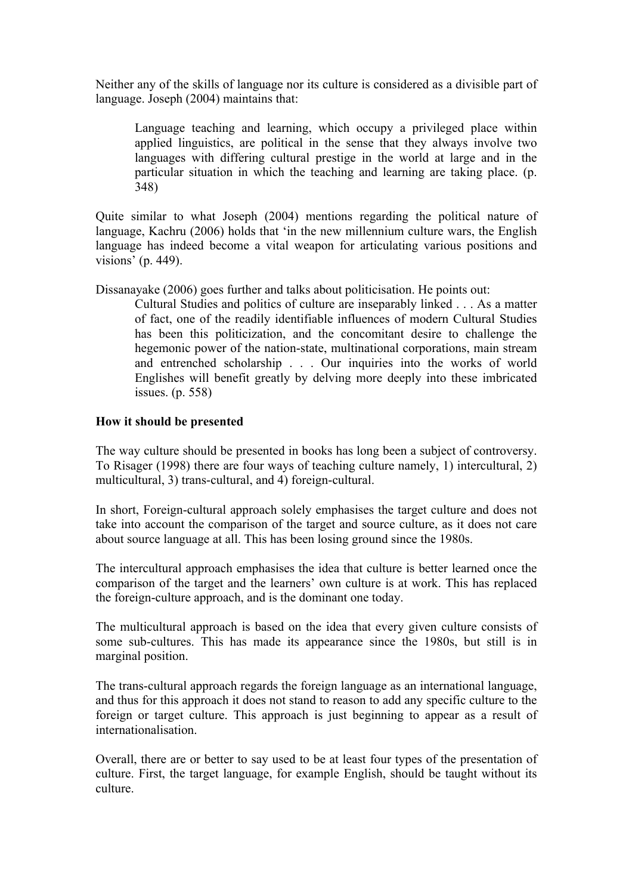Neither any of the skills of language nor its culture is considered as a divisible part of language. Joseph (2004) maintains that:

> Language teaching and learning, which occupy a privileged place within applied linguistics, are political in the sense that they always involve two languages with differing cultural prestige in the world at large and in the particular situation in which the teaching and learning are taking place. (p. 348)

Quite similar to what Joseph (2004) mentions regarding the political nature of language, Kachru (2006) holds that 'in the new millennium culture wars, the English language has indeed become a vital weapon for articulating various positions and visions' (p. 449).

Dissanayake (2006) goes further and talks about politicisation. He points out:

> Cultural Studies and politics of culture are inseparably linked . . . As a matter of fact, one of the readily identifiable influences of modern Cultural Studies has been this politicization, and the concomitant desire to challenge the hegemonic power of the nation-state, multinational corporations, main stream and entrenched scholarship . . . Our inquiries into the works of world Englishes will benefit greatly by delving more deeply into these imbricated issues. (p. 558)

**How it should be presented**

The way culture should be presented in books has long been a subject of controversy. To Risager (1998) there are four ways of teaching culture namely, 1) intercultural, 2) multicultural, 3) trans-cultural, and 4) foreign-cultural.

In short, Foreign-cultural approach solely emphasises the target culture and does not take into account the comparison of the target and source culture, as it does not care about source language at all. This has been losing ground since the 1980s.

The intercultural approach emphasises the idea that culture is better learned once the comparison of the target and the learners' own culture is at work. This has replaced the foreign-culture approach, and is the dominant one today.

The multicultural approach is based on the idea that every given culture consists of some sub-cultures. This has made its appearance since the 1980s, but still is in marginal position.

The trans-cultural approach regards the foreign language as an international language, and thus for this approach it does not stand to reason to add any specific culture to the foreign or target culture. This approach is just beginning to appear as a result of internationalisation.

Overall, there are or better to say used to be at least four types of the presentation of culture. First, the target language, for example English, should be taught without its culture.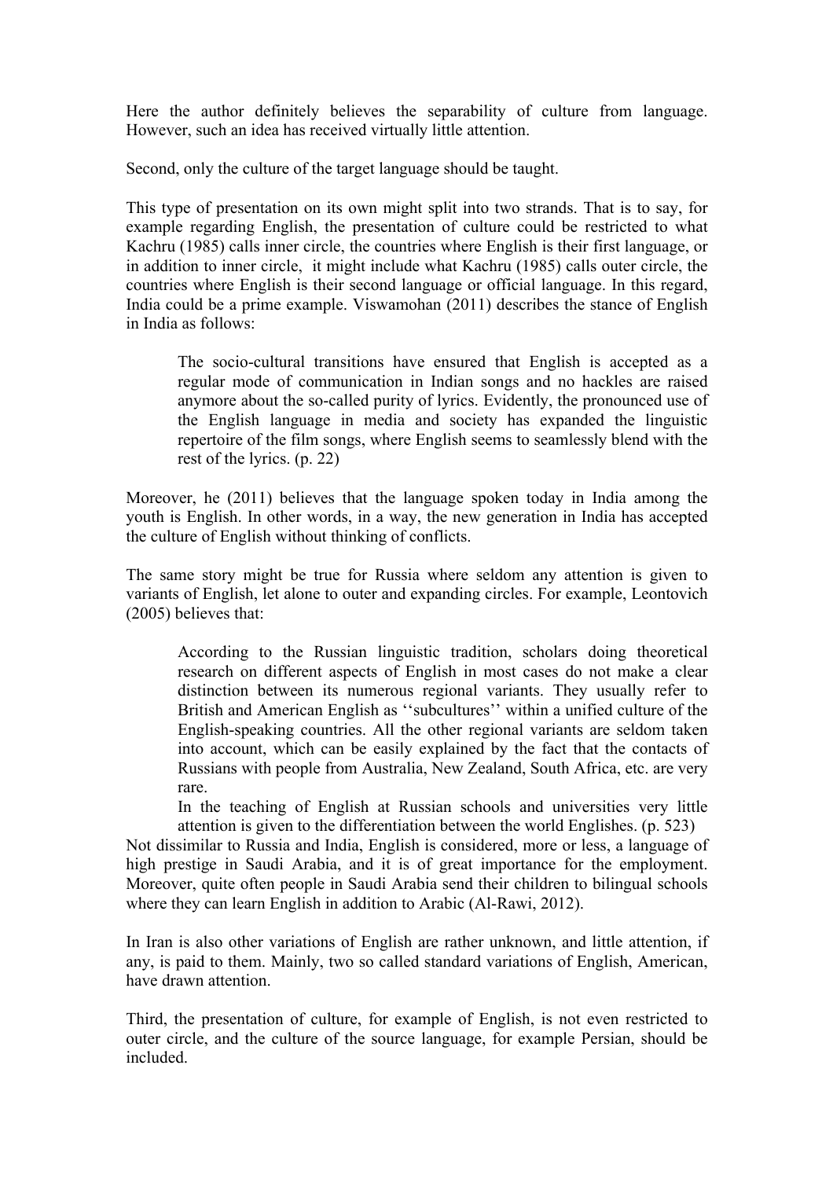Here the author definitely believes the separability of culture from language. However, such an idea has received virtually little attention.

Second, only the culture of the target language should be taught.

This type of presentation on its own might split into two strands. That is to say, for example regarding English, the presentation of culture could be restricted to what Kachru (1985) calls inner circle, the countries where English is their first language, or in addition to inner circle, it might include what Kachru (1985) calls outer circle, the countries where English is their second language or official language. In this regard, India could be a prime example. Viswamohan (2011) describes the stance of English in India as follows:

> The socio-cultural transitions have ensured that English is accepted as a regular mode of communication in Indian songs and no hackles are raised anymore about the so-called purity of lyrics. Evidently, the pronounced use of the English language in media and society has expanded the linguistic repertoire of the film songs, where English seems to seamlessly blend with the rest of the lyrics. (p. 22)

Moreover, he (2011) believes that the language spoken today in India among the youth is English. In other words, in a way, the new generation in India has accepted the culture of English without thinking of conflicts.

The same story might be true for Russia where seldom any attention is given to variants of English, let alone to outer and expanding circles. For example, Leontovich (2005) believes that:

> According to the Russian linguistic tradition, scholars doing theoretical research on different aspects of English in most cases do not make a clear distinction between its numerous regional variants. They usually refer to British and American English as ''subcultures'' within a unified culture of the English-speaking countries. All the other regional variants are seldom taken into account, which can be easily explained by the fact that the contacts of Russians with people from Australia, New Zealand, South Africa, etc. are very rare.
>
> In the teaching of English at Russian schools and universities very little attention is given to the differentiation between the world Englishes. (p. 523)

Not dissimilar to Russia and India, English is considered, more or less, a language of high prestige in Saudi Arabia, and it is of great importance for the employment. Moreover, quite often people in Saudi Arabia send their children to bilingual schools where they can learn English in addition to Arabic (Al-Rawi, 2012).

In Iran is also other variations of English are rather unknown, and little attention, if any, is paid to them. Mainly, two so called standard variations of English, American, have drawn attention.

Third, the presentation of culture, for example of English, is not even restricted to outer circle, and the culture of the source language, for example Persian, should be included.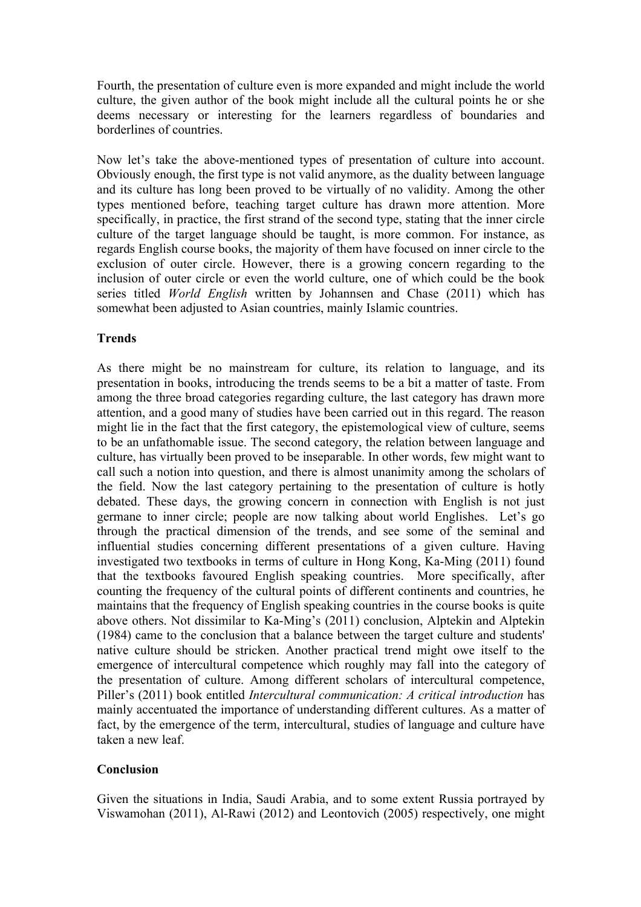Fourth, the presentation of culture even is more expanded and might include the world culture, the given author of the book might include all the cultural points he or she deems necessary or interesting for the learners regardless of boundaries and borderlines of countries.

Now let's take the above-mentioned types of presentation of culture into account. Obviously enough, the first type is not valid anymore, as the duality between language and its culture has long been proved to be virtually of no validity. Among the other types mentioned before, teaching target culture has drawn more attention. More specifically, in practice, the first strand of the second type, stating that the inner circle culture of the target language should be taught, is more common. For instance, as regards English course books, the majority of them have focused on inner circle to the exclusion of outer circle. However, there is a growing concern regarding to the inclusion of outer circle or even the world culture, one of which could be the book series titled *World English* written by Johannsen and Chase (2011) which has somewhat been adjusted to Asian countries, mainly Islamic countries.

**Trends**

As there might be no mainstream for culture, its relation to language, and its presentation in books, introducing the trends seems to be a bit a matter of taste. From among the three broad categories regarding culture, the last category has drawn more attention, and a good many of studies have been carried out in this regard. The reason might lie in the fact that the first category, the epistemological view of culture, seems to be an unfathomable issue. The second category, the relation between language and culture, has virtually been proved to be inseparable. In other words, few might want to call such a notion into question, and there is almost unanimity among the scholars of the field. Now the last category pertaining to the presentation of culture is hotly debated. These days, the growing concern in connection with English is not just germane to inner circle; people are now talking about world Englishes. Let's go through the practical dimension of the trends, and see some of the seminal and influential studies concerning different presentations of a given culture. Having investigated two textbooks in terms of culture in Hong Kong, Ka-Ming (2011) found that the textbooks favoured English speaking countries. More specifically, after counting the frequency of the cultural points of different continents and countries, he maintains that the frequency of English speaking countries in the course books is quite above others. Not dissimilar to Ka-Ming's (2011) conclusion, Alptekin and Alptekin (1984) came to the conclusion that a balance between the target culture and students' native culture should be stricken. Another practical trend might owe itself to the emergence of intercultural competence which roughly may fall into the category of the presentation of culture. Among different scholars of intercultural competence, Piller's (2011) book entitled *Intercultural communication: A critical introduction* has mainly accentuated the importance of understanding different cultures. As a matter of fact, by the emergence of the term, intercultural, studies of language and culture have taken a new leaf.

**Conclusion**

Given the situations in India, Saudi Arabia, and to some extent Russia portrayed by Viswamohan (2011), Al-Rawi (2012) and Leontovich (2005) respectively, one might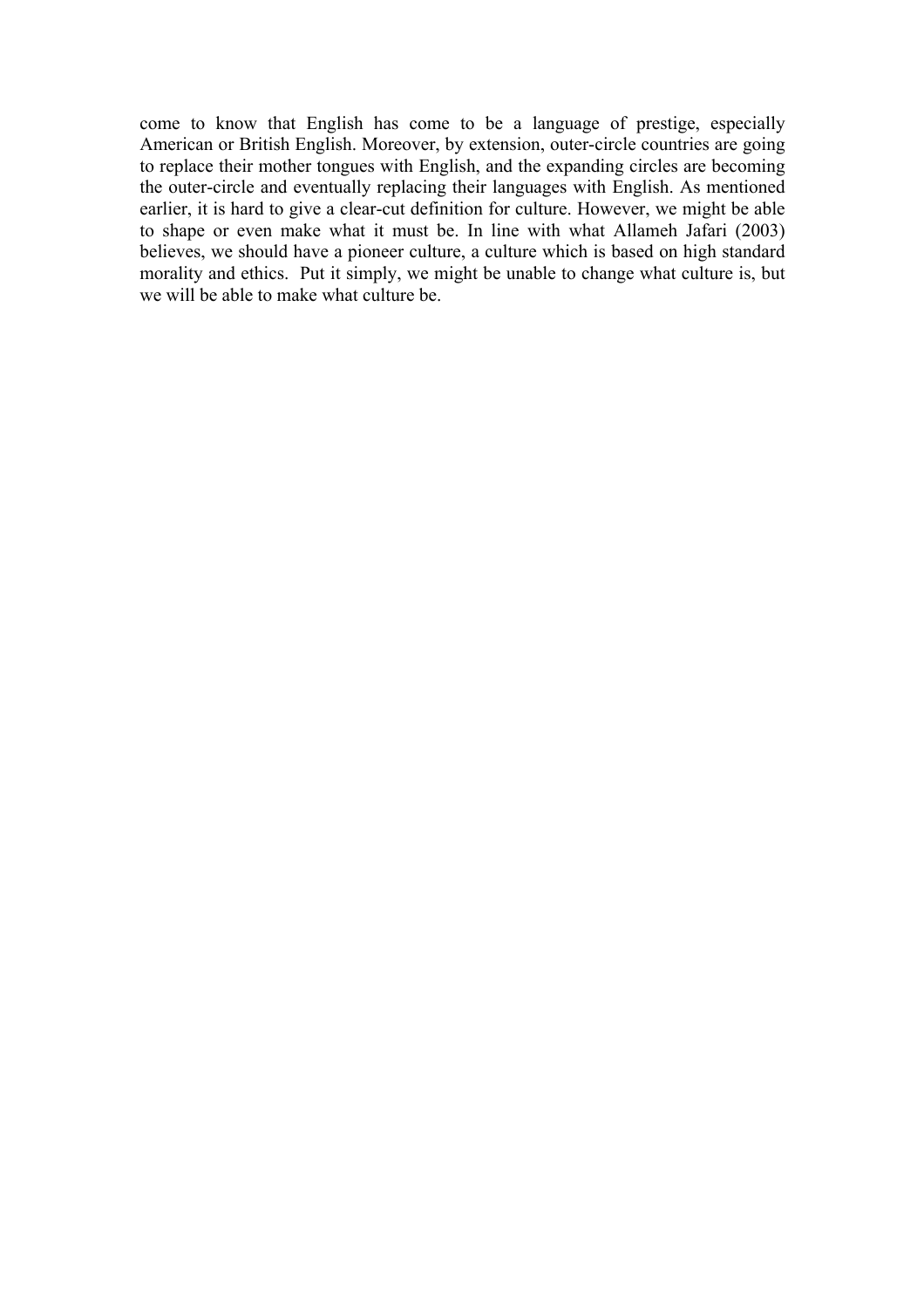come to know that English has come to be a language of prestige, especially American or British English. Moreover, by extension, outer-circle countries are going to replace their mother tongues with English, and the expanding circles are becoming the outer-circle and eventually replacing their languages with English. As mentioned earlier, it is hard to give a clear-cut definition for culture. However, we might be able to shape or even make what it must be. In line with what Allameh Jafari (2003) believes, we should have a pioneer culture, a culture which is based on high standard morality and ethics. Put it simply, we might be unable to change what culture is, but we will be able to make what culture be.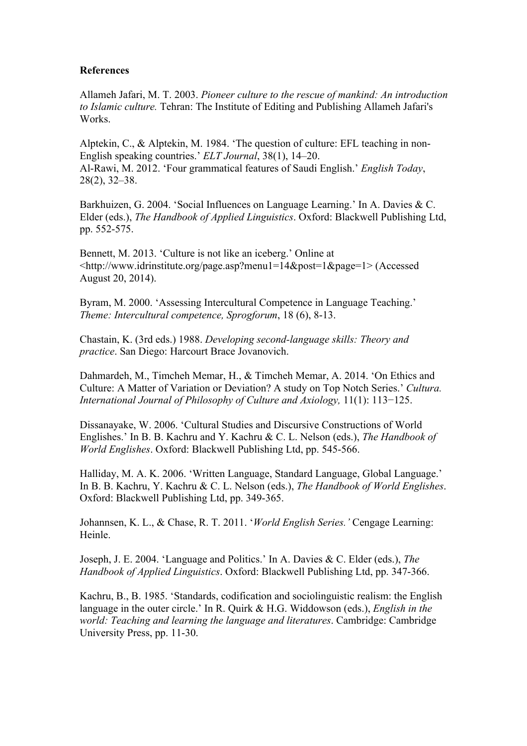**References**

Allameh Jafari, M. T. 2003. *Pioneer culture to the rescue of mankind: An introduction to Islamic culture.* Tehran: The Institute of Editing and Publishing Allameh Jafari's Works.

Alptekin, C., & Alptekin, M. 1984. 'The question of culture: EFL teaching in non-English speaking countries.' *ELT Journal*, 38(1), 14–20.
Al-Rawi, M. 2012. 'Four grammatical features of Saudi English.' *English Today*, 28(2), 32–38.

Barkhuizen, G. 2004. 'Social Influences on Language Learning.' In A. Davies & C. Elder (eds.), *The Handbook of Applied Linguistics*. Oxford: Blackwell Publishing Ltd, pp. 552-575.

Bennett, M. 2013. 'Culture is not like an iceberg.' Online at <http://www.idrinstitute.org/page.asp?menu1=14&post=1&page=1> (Accessed August 20, 2014).

Byram, M. 2000. 'Assessing Intercultural Competence in Language Teaching.' *Theme: Intercultural competence, Sprogforum*, 18 (6), 8-13.

Chastain, K. (3rd eds.) 1988. *Developing second-language skills: Theory and practice*. San Diego: Harcourt Brace Jovanovich.

Dahmardeh, M., Timcheh Memar, H., & Timcheh Memar, A. 2014. 'On Ethics and Culture: A Matter of Variation or Deviation? A study on Top Notch Series.' *Cultura. International Journal of Philosophy of Culture and Axiology,* 11(1): 113−125.

Dissanayake, W. 2006. 'Cultural Studies and Discursive Constructions of World Englishes.' In B. B. Kachru and Y. Kachru & C. L. Nelson (eds.), *The Handbook of World Englishes*. Oxford: Blackwell Publishing Ltd, pp. 545-566.

Halliday, M. A. K. 2006. 'Written Language, Standard Language, Global Language.' In B. B. Kachru, Y. Kachru & C. L. Nelson (eds.), *The Handbook of World Englishes*. Oxford: Blackwell Publishing Ltd, pp. 349-365.

Johannsen, K. L., & Chase, R. T. 2011. '*World English Series.'* Cengage Learning: Heinle.

Joseph, J. E. 2004. 'Language and Politics.' In A. Davies & C. Elder (eds.), *The Handbook of Applied Linguistics*. Oxford: Blackwell Publishing Ltd, pp. 347-366.

Kachru, B., B. 1985. 'Standards, codification and sociolinguistic realism: the English language in the outer circle.' In R. Quirk & H.G. Widdowson (eds.), *English in the world: Teaching and learning the language and literatures*. Cambridge: Cambridge University Press, pp. 11-30.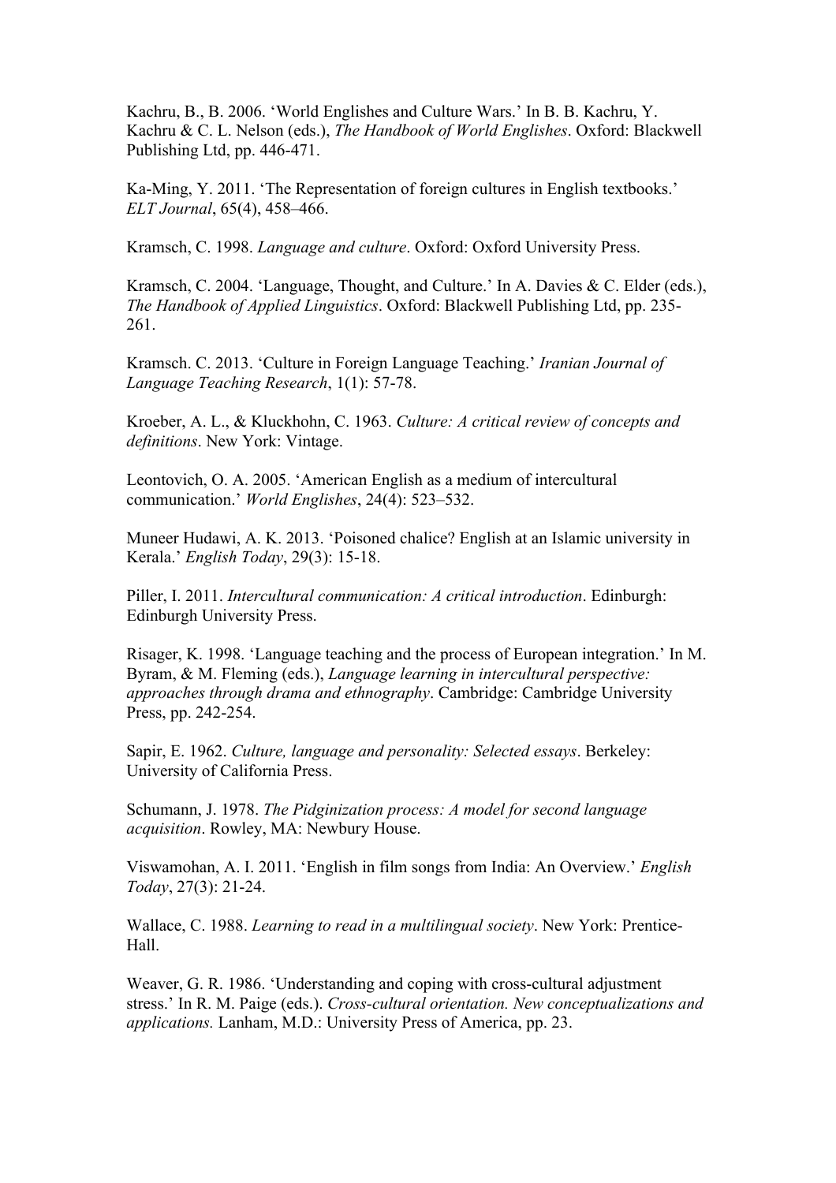Kachru, B., B. 2006. ‘World Englishes and Culture Wars.’ In B. B. Kachru, Y. Kachru & C. L. Nelson (eds.), *The Handbook of World Englishes*. Oxford: Blackwell Publishing Ltd, pp. 446-471.

Ka-Ming, Y. 2011. ‘The Representation of foreign cultures in English textbooks.’ *ELT Journal*, 65(4), 458–466.

Kramsch, C. 1998. *Language and culture*. Oxford: Oxford University Press.

Kramsch, C. 2004. ‘Language, Thought, and Culture.’ In A. Davies & C. Elder (eds.), *The Handbook of Applied Linguistics*. Oxford: Blackwell Publishing Ltd, pp. 235-261.

Kramsch. C. 2013. ‘Culture in Foreign Language Teaching.’ *Iranian Journal of Language Teaching Research*, 1(1): 57-78.

Kroeber, A. L., & Kluckhohn, C. 1963. *Culture: A critical review of concepts and definitions*. New York: Vintage.

Leontovich, O. A. 2005. ‘American English as a medium of intercultural communication.’ *World Englishes*, 24(4): 523–532.

Muneer Hudawi, A. K. 2013. ‘Poisoned chalice? English at an Islamic university in Kerala.’ *English Today*, 29(3): 15-18.

Piller, I. 2011. *Intercultural communication: A critical introduction*. Edinburgh: Edinburgh University Press.

Risager, K. 1998. ‘Language teaching and the process of European integration.’ In M. Byram, & M. Fleming (eds.), *Language learning in intercultural perspective: approaches through drama and ethnography*. Cambridge: Cambridge University Press, pp. 242-254.

Sapir, E. 1962. *Culture, language and personality: Selected essays*. Berkeley: University of California Press.

Schumann, J. 1978. *The Pidginization process: A model for second language acquisition*. Rowley, MA: Newbury House.

Viswamohan, A. I. 2011. ‘English in film songs from India: An Overview.’ *English Today*, 27(3): 21-24.

Wallace, C. 1988. *Learning to read in a multilingual society*. New York: Prentice-Hall.

Weaver, G. R. 1986. ‘Understanding and coping with cross-cultural adjustment stress.’ In R. M. Paige (eds.). *Cross-cultural orientation. New conceptualizations and applications.* Lanham, M.D.: University Press of America, pp. 23.